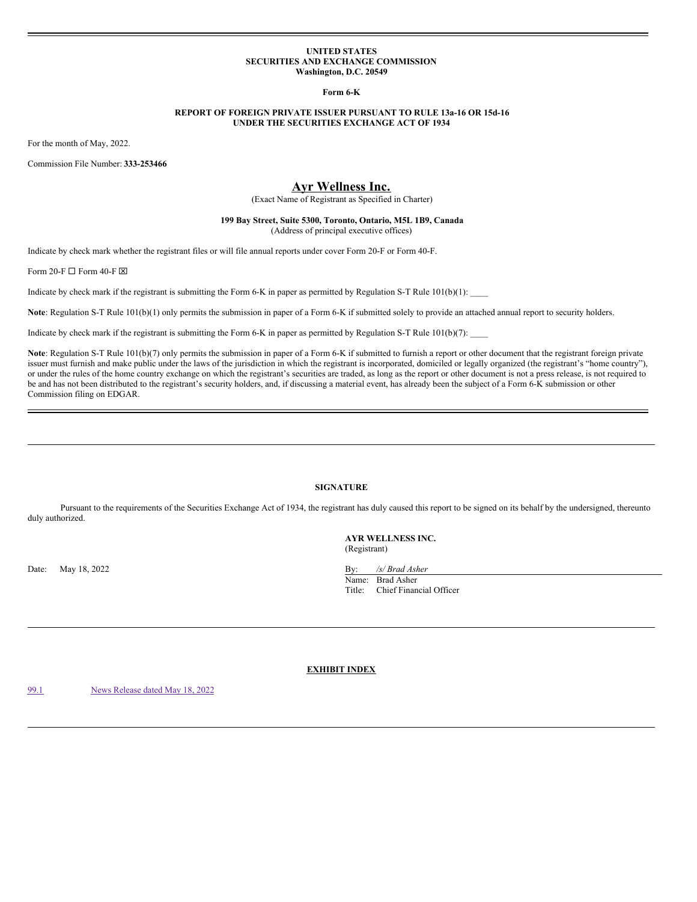**UNITED STATES**
**SECURITIES AND EXCHANGE COMMISSION**
**Washington, D.C. 20549**

**Form 6-K**

**REPORT OF FOREIGN PRIVATE ISSUER PURSUANT TO RULE 13a-16 OR 15d-16**
**UNDER THE SECURITIES EXCHANGE ACT OF 1934**

For the month of May, 2022.

Commission File Number: **333-253466**

# Ayr Wellness Inc.

(Exact Name of Registrant as Specified in Charter)

**199 Bay Street, Suite 5300, Toronto, Ontario, M5L 1B9, Canada**
(Address of principal executive offices)

Indicate by check mark whether the registrant files or will file annual reports under cover Form 20-F or Form 40-F.

Form 20-F ☐ Form 40-F ☒

Indicate by check mark if the registrant is submitting the Form 6-K in paper as permitted by Regulation S-T Rule 101(b)(1): ____

**Note**: Regulation S-T Rule 101(b)(1) only permits the submission in paper of a Form 6-K if submitted solely to provide an attached annual report to security holders.

Indicate by check mark if the registrant is submitting the Form 6-K in paper as permitted by Regulation S-T Rule 101(b)(7): ____

**Note**: Regulation S-T Rule 101(b)(7) only permits the submission in paper of a Form 6-K if submitted to furnish a report or other document that the registrant foreign private issuer must furnish and make public under the laws of the jurisdiction in which the registrant is incorporated, domiciled or legally organized (the registrant's "home country"), or under the rules of the home country exchange on which the registrant's securities are traded, as long as the report or other document is not a press release, is not required to be and has not been distributed to the registrant's security holders, and, if discussing a material event, has already been the subject of a Form 6-K submission or other Commission filing on EDGAR.

---

**SIGNATURE**

Pursuant to the requirements of the Securities Exchange Act of 1934, the registrant has duly caused this report to be signed on its behalf by the undersigned, thereunto duly authorized.

**AYR WELLNESS INC.**
(Registrant)

Date: May 18, 2022

By: */s/ Brad Asher*
Name: Brad Asher
Title: Chief Financial Officer

---

**EXHIBIT INDEX**

| | |
|---|---|
| 99.1 | News Release dated May 18, 2022 |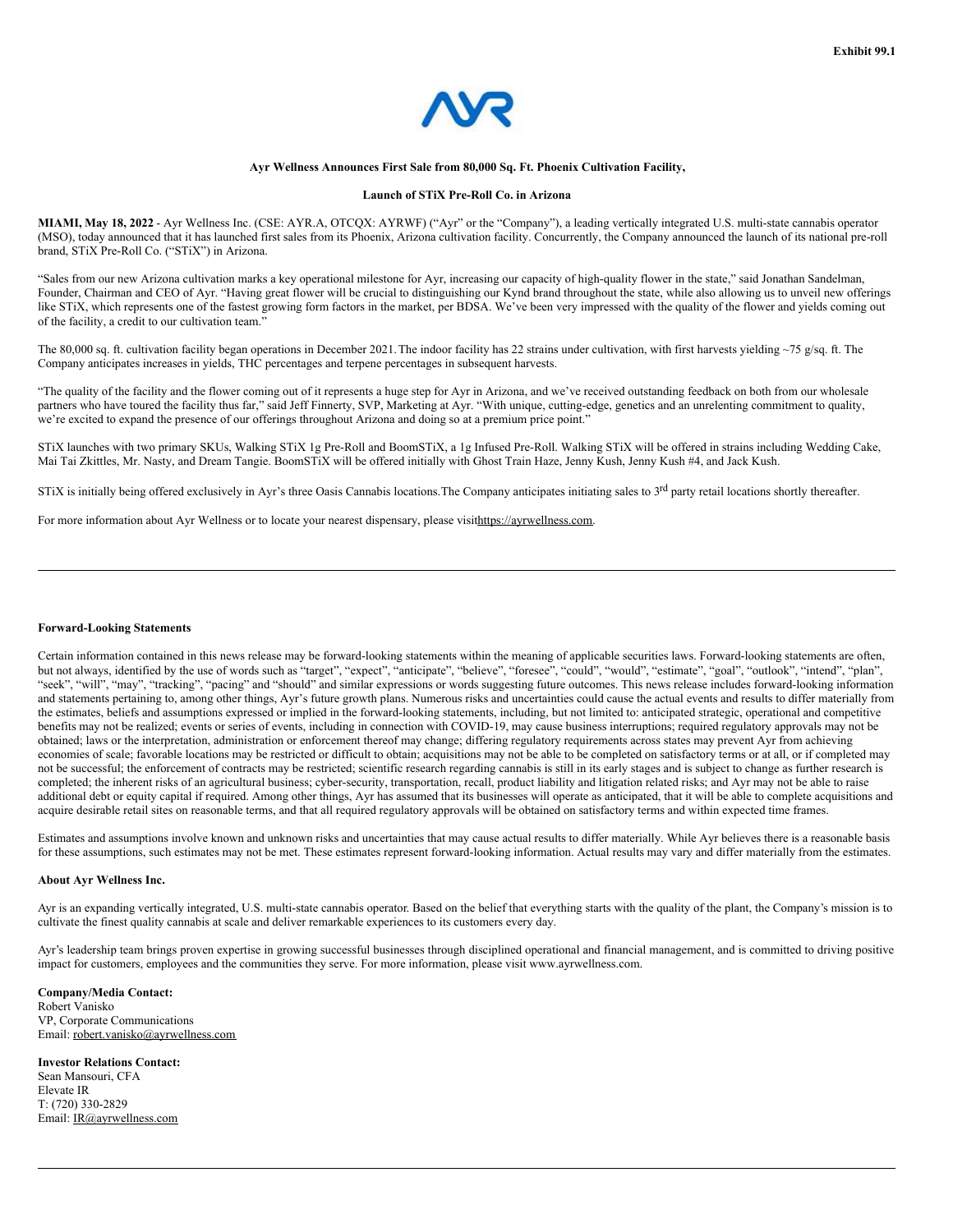Exhibit 99.1

**Ayr Wellness Announces First Sale from 80,000 Sq. Ft. Phoenix Cultivation Facility,**

**Launch of STiX Pre-Roll Co. in Arizona**

**MIAMI, May 18, 2022** - Ayr Wellness Inc. (CSE: AYR.A, OTCQX: AYRWF) ("Ayr" or the "Company"), a leading vertically integrated U.S. multi-state cannabis operator (MSO), today announced that it has launched first sales from its Phoenix, Arizona cultivation facility. Concurrently, the Company announced the launch of its national pre-roll brand, STiX Pre-Roll Co. ("STiX") in Arizona.

"Sales from our new Arizona cultivation marks a key operational milestone for Ayr, increasing our capacity of high-quality flower in the state," said Jonathan Sandelman, Founder, Chairman and CEO of Ayr. "Having great flower will be crucial to distinguishing our Kynd brand throughout the state, while also allowing us to unveil new offerings like STiX, which represents one of the fastest growing form factors in the market, per BDSA. We've been very impressed with the quality of the flower and yields coming out of the facility, a credit to our cultivation team."

The 80,000 sq. ft. cultivation facility began operations in December 2021. The indoor facility has 22 strains under cultivation, with first harvests yielding ~75 g/sq. ft. The Company anticipates increases in yields, THC percentages and terpene percentages in subsequent harvests.

"The quality of the facility and the flower coming out of it represents a huge step for Ayr in Arizona, and we've received outstanding feedback on both from our wholesale partners who have toured the facility thus far," said Jeff Finnerty, SVP, Marketing at Ayr. "With unique, cutting-edge, genetics and an unrelenting commitment to quality, we're excited to expand the presence of our offerings throughout Arizona and doing so at a premium price point."

STiX launches with two primary SKUs, Walking STiX 1g Pre-Roll and BoomSTiX, a 1g Infused Pre-Roll. Walking STiX will be offered in strains including Wedding Cake, Mai Tai Zkittles, Mr. Nasty, and Dream Tangie. BoomSTiX will be offered initially with Ghost Train Haze, Jenny Kush, Jenny Kush #4, and Jack Kush.

STiX is initially being offered exclusively in Ayr's three Oasis Cannabis locations. The Company anticipates initiating sales to 3rd party retail locations shortly thereafter.

For more information about Ayr Wellness or to locate your nearest dispensary, please visit https://ayrwellness.com.

**Forward-Looking Statements**

Certain information contained in this news release may be forward-looking statements within the meaning of applicable securities laws. Forward-looking statements are often, but not always, identified by the use of words such as "target", "expect", "anticipate", "believe", "foresee", "could", "would", "estimate", "goal", "outlook", "intend", "plan", "seek", "will", "may", "tracking", "pacing" and "should" and similar expressions or words suggesting future outcomes. This news release includes forward-looking information and statements pertaining to, among other things, Ayr's future growth plans. Numerous risks and uncertainties could cause the actual events and results to differ materially from the estimates, beliefs and assumptions expressed or implied in the forward-looking statements, including, but not limited to: anticipated strategic, operational and competitive benefits may not be realized; events or series of events, including in connection with COVID-19, may cause business interruptions; required regulatory approvals may not be obtained; laws or the interpretation, administration or enforcement thereof may change; differing regulatory requirements across states may prevent Ayr from achieving economies of scale; favorable locations may be restricted or difficult to obtain; acquisitions may not be able to be completed on satisfactory terms or at all, or if completed may not be successful; the enforcement of contracts may be restricted; scientific research regarding cannabis is still in its early stages and is subject to change as further research is completed; the inherent risks of an agricultural business; cyber-security, transportation, recall, product liability and litigation related risks; and Ayr may not be able to raise additional debt or equity capital if required. Among other things, Ayr has assumed that its businesses will operate as anticipated, that it will be able to complete acquisitions and acquire desirable retail sites on reasonable terms, and that all required regulatory approvals will be obtained on satisfactory terms and within expected time frames.

Estimates and assumptions involve known and unknown risks and uncertainties that may cause actual results to differ materially. While Ayr believes there is a reasonable basis for these assumptions, such estimates may not be met. These estimates represent forward-looking information. Actual results may vary and differ materially from the estimates.

**About Ayr Wellness Inc.**

Ayr is an expanding vertically integrated, U.S. multi-state cannabis operator. Based on the belief that everything starts with the quality of the plant, the Company's mission is to cultivate the finest quality cannabis at scale and deliver remarkable experiences to its customers every day.

Ayr's leadership team brings proven expertise in growing successful businesses through disciplined operational and financial management, and is committed to driving positive impact for customers, employees and the communities they serve. For more information, please visit www.ayrwellness.com.

**Company/Media Contact:**
Robert Vanisko
VP, Corporate Communications
Email: robert.vanisko@ayrwellness.com

**Investor Relations Contact:**
Sean Mansouri, CFA
Elevate IR
T: (720) 330-2829
Email: IR@ayrwellness.com